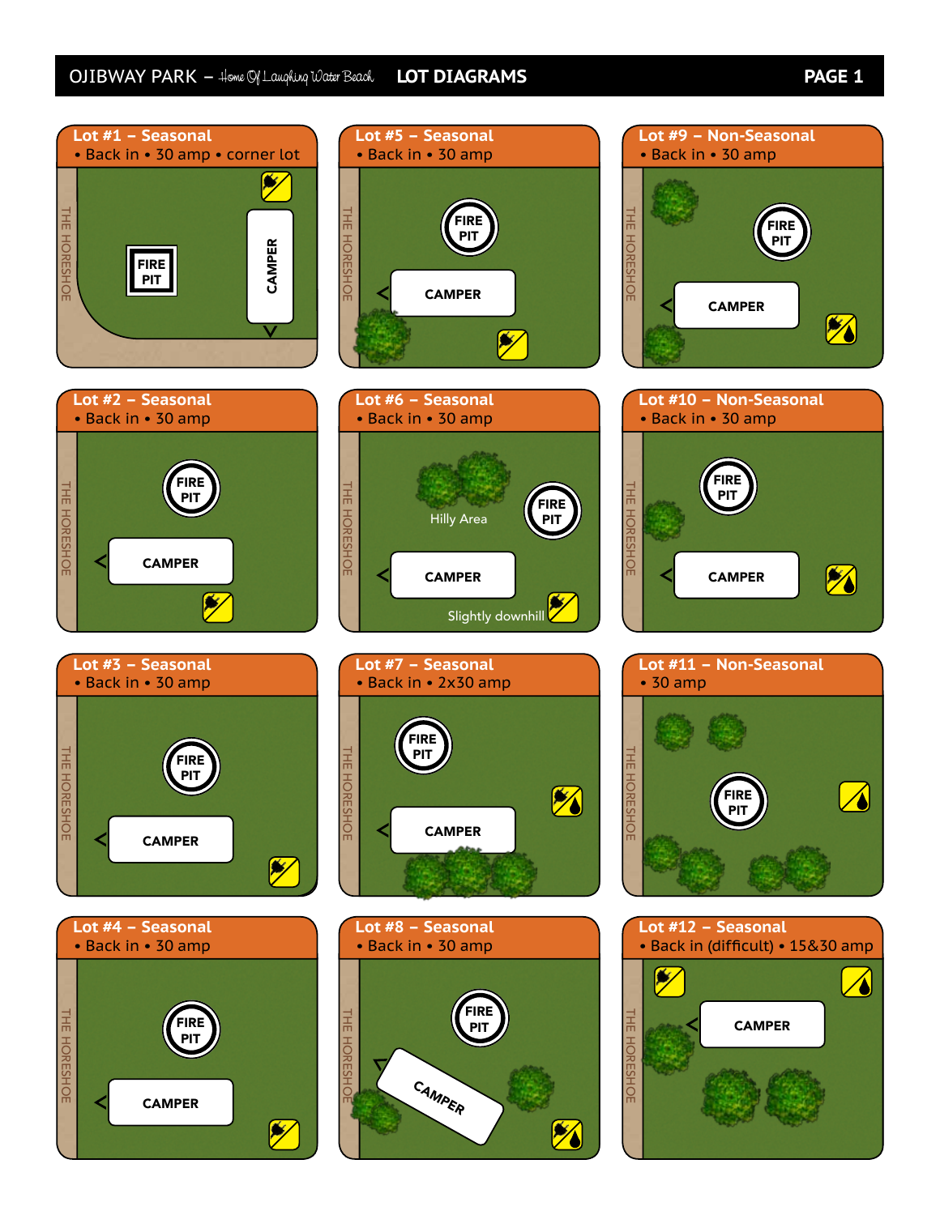# OJIBWAY PARK – Home Of Laughing Water Beach — LOT DIAGRAMS

## Lot #1 – Seasonal
• Back in • 30 amp • corner lot

THE HORESHOE

FIRE PIT

CAMPER

## Lot #5 – Seasonal
• Back in • 30 amp

THE HORESHOE

FIRE PIT

CAMPER

## Lot #9 – Non-Seasonal
• Back in • 30 amp

THE HORESHOE

FIRE PIT

CAMPER

## Lot #2 – Seasonal
• Back in • 30 amp

THE HORESHOE

FIRE PIT

CAMPER

## Lot #6 – Seasonal
• Back in • 30 amp

THE HORESHOE

Hilly Area

FIRE PIT

CAMPER

Slightly downhill

## Lot #10 – Non-Seasonal
• Back in • 30 amp

THE HORESHOE

FIRE PIT

CAMPER

## Lot #3 – Seasonal
• Back in • 30 amp

THE HORESHOE

FIRE PIT

CAMPER

## Lot #7 – Seasonal
• Back in • 2x30 amp

THE HORESHOE

FIRE PIT

CAMPER

## Lot #11 – Non-Seasonal
• 30 amp

THE HORESHOE

FIRE PIT

## Lot #4 – Seasonal
• Back in • 30 amp

THE HORESHOE

FIRE PIT

CAMPER

## Lot #8 – Seasonal
• Back in • 30 amp

THE HORESHOE

FIRE PIT

CAMPER

## Lot #12 – Seasonal
• Back in (difficult) • 15&30 amp

THE HORESHOE

CAMPER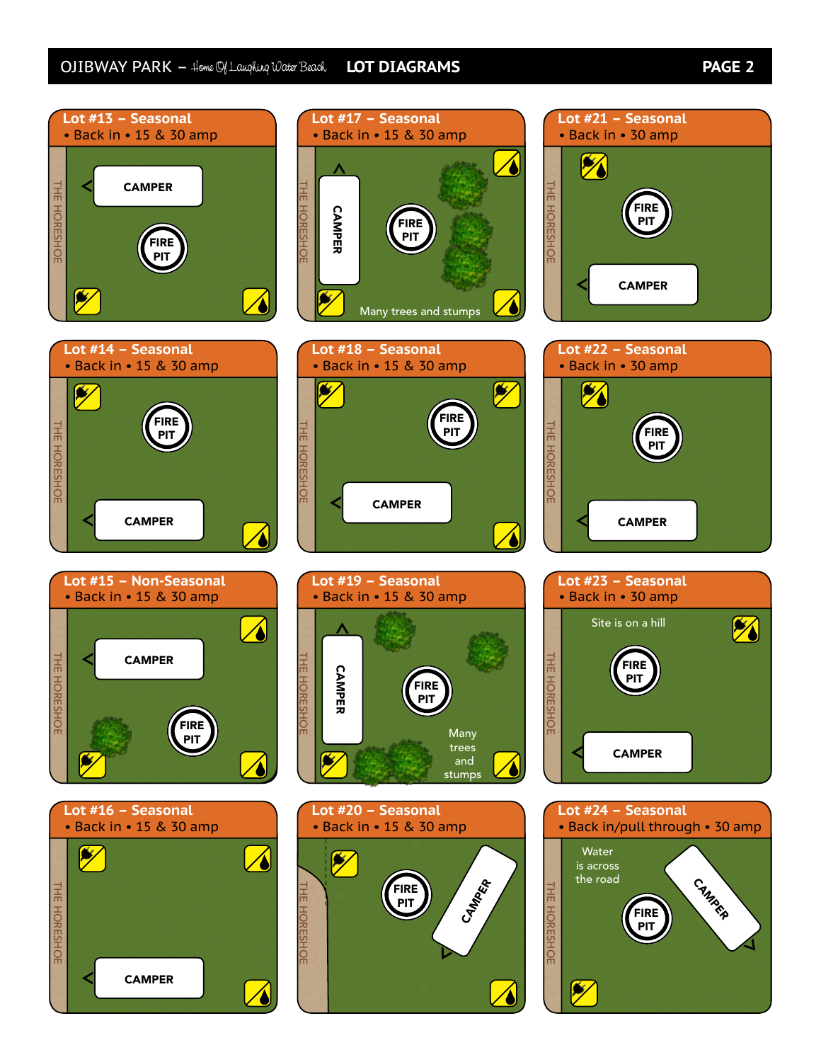# OJIBWAY PARK – *Home Of Laughing Water Beach* LOT DIAGRAMS

## Lot #13 – Seasonal
• Back in • 15 & 30 amp

THE HORESHOE

CAMPER

FIRE PIT

## Lot #17 – Seasonal
• Back in • 15 & 30 amp

THE HORESHOE

CAMPER

FIRE PIT

Many trees and stumps

## Lot #21 – Seasonal
• Back in • 30 amp

THE HORESHOE

FIRE PIT

CAMPER

## Lot #14 – Seasonal
• Back in • 15 & 30 amp

THE HORESHOE

FIRE PIT

CAMPER

## Lot #18 – Seasonal
• Back in • 15 & 30 amp

THE HORESHOE

FIRE PIT

CAMPER

## Lot #22 – Seasonal
• Back in • 30 amp

THE HORESHOE

FIRE PIT

CAMPER

## Lot #15 – Non-Seasonal
• Back in • 15 & 30 amp

THE HORESHOE

CAMPER

FIRE PIT

## Lot #19 – Seasonal
• Back in • 15 & 30 amp

THE HORESHOE

CAMPER

FIRE PIT

Many trees and stumps

## Lot #23 – Seasonal
• Back in • 30 amp

THE HORESHOE

Site is on a hill

FIRE PIT

CAMPER

## Lot #16 – Seasonal
• Back in • 15 & 30 amp

THE HORESHOE

CAMPER

## Lot #20 – Seasonal
• Back in • 15 & 30 amp

THE HORESHOE

FIRE PIT

CAMPER

## Lot #24 – Seasonal
• Back in/pull through • 30 amp

THE HORESHOE

Water is across the road

CAMPER

FIRE PIT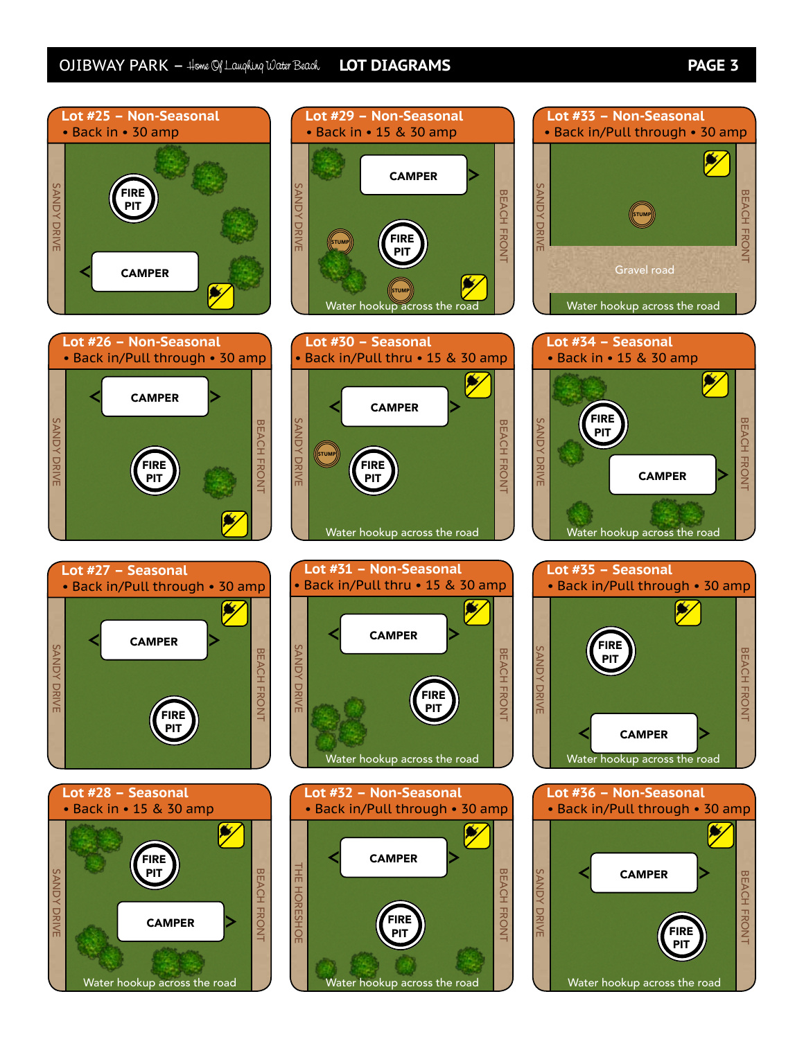# OJIBWAY PARK – *Home Of Laughing Water Beach* LOT DIAGRAMS

## Lot #25 – Non-Seasonal
• Back in • 30 amp

SANDY DRIVE

FIRE PIT

CAMPER

## Lot #29 – Non-Seasonal
• Back in • 15 & 30 amp

SANDY DRIVE

CAMPER

STUMP

FIRE PIT

STUMP

BEACH FRONT

Water hookup across the road

## Lot #33 – Non-Seasonal
• Back in/Pull through • 30 amp

SANDY DRIVE

STUMP

Gravel road

BEACH FRONT

Water hookup across the road

## Lot #26 – Non-Seasonal
• Back in/Pull through • 30 amp

SANDY DRIVE

CAMPER

FIRE PIT

BEACH FRONT

## Lot #30 – Seasonal
• Back in/Pull thru • 15 & 30 amp

SANDY DRIVE

CAMPER

STUMP

FIRE PIT

BEACH FRONT

Water hookup across the road

## Lot #34 – Seasonal
• Back in • 15 & 30 amp

SANDY DRIVE

FIRE PIT

CAMPER

BEACH FRONT

Water hookup across the road

## Lot #27 – Seasonal
• Back in/Pull through • 30 amp

SANDY DRIVE

CAMPER

FIRE PIT

BEACH FRONT

## Lot #31 – Non-Seasonal
• Back in/Pull thru • 15 & 30 amp

SANDY DRIVE

CAMPER

FIRE PIT

BEACH FRONT

Water hookup across the road

## Lot #35 – Seasonal
• Back in/Pull through • 30 amp

SANDY DRIVE

FIRE PIT

CAMPER

BEACH FRONT

Water hookup across the road

## Lot #28 – Seasonal
• Back in • 15 & 30 amp

SANDY DRIVE

FIRE PIT

CAMPER

BEACH FRONT

Water hookup across the road

## Lot #32 – Non-Seasonal
• Back in/Pull through • 30 amp

THE HORSESHOE

CAMPER

FIRE PIT

BEACH FRONT

Water hookup across the road

## Lot #36 – Non-Seasonal
• Back in/Pull through • 30 amp

SANDY DRIVE

CAMPER

FIRE PIT

BEACH FRONT

Water hookup across the road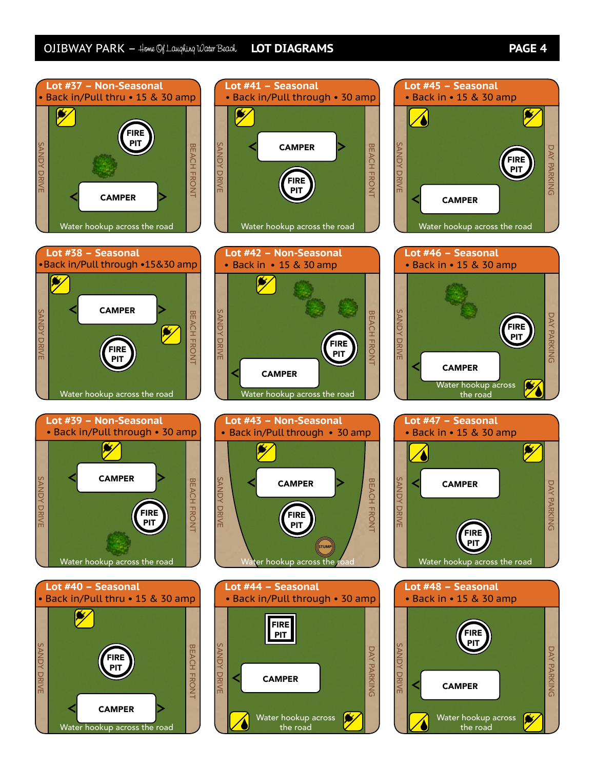# OJIBWAY PARK – Home Of Laughing Water Beach — LOT DIAGRAMS

## Lot #37 – Non-Seasonal
• Back in/Pull thru • 15 & 30 amp

SANDY DRIVE | BEACH FRONT

FIRE PIT

CAMPER

Water hookup across the road

## Lot #41 – Seasonal
• Back in/Pull through • 30 amp

SANDY DRIVE | BEACH FRONT

CAMPER

FIRE PIT

Water hookup across the road

## Lot #45 – Seasonal
• Back in • 15 & 30 amp

SANDY DRIVE | DAY PARKING

FIRE PIT

CAMPER

Water hookup across the road

## Lot #38 – Seasonal
• Back in/Pull through • 15&30 amp

SANDY DRIVE | BEACH FRONT

CAMPER

FIRE PIT

Water hookup across the road

## Lot #42 – Non-Seasonal
• Back in • 15 & 30 amp

SANDY DRIVE | BEACH FRONT

FIRE PIT

CAMPER

Water hookup across the road

## Lot #46 – Seasonal
• Back in • 15 & 30 amp

SANDY DRIVE | DAY PARKING

FIRE PIT

CAMPER

Water hookup across the road

## Lot #39 – Non-Seasonal
• Back in/Pull through • 30 amp

SANDY DRIVE | BEACH FRONT

CAMPER

FIRE PIT

Water hookup across the road

## Lot #43 – Non-Seasonal
• Back in/Pull through • 30 amp

SANDY DRIVE | BEACH FRONT

CAMPER

FIRE PIT

STUMP

Water hookup across the road

## Lot #47 – Seasonal
• Back in • 15 & 30 amp

SANDY DRIVE | DAY PARKING

CAMPER

FIRE PIT

Water hookup across the road

## Lot #40 – Seasonal
• Back in/Pull thru • 15 & 30 amp

SANDY DRIVE | BEACH FRONT

FIRE PIT

CAMPER

Water hookup across the road

## Lot #44 – Seasonal
• Back in/Pull through • 30 amp

SANDY DRIVE | DAY PARKING

FIRE PIT

CAMPER

Water hookup across the road

## Lot #48 – Seasonal
• Back in • 15 & 30 amp

SANDY DRIVE | DAY PARKING

FIRE PIT

CAMPER

Water hookup across the road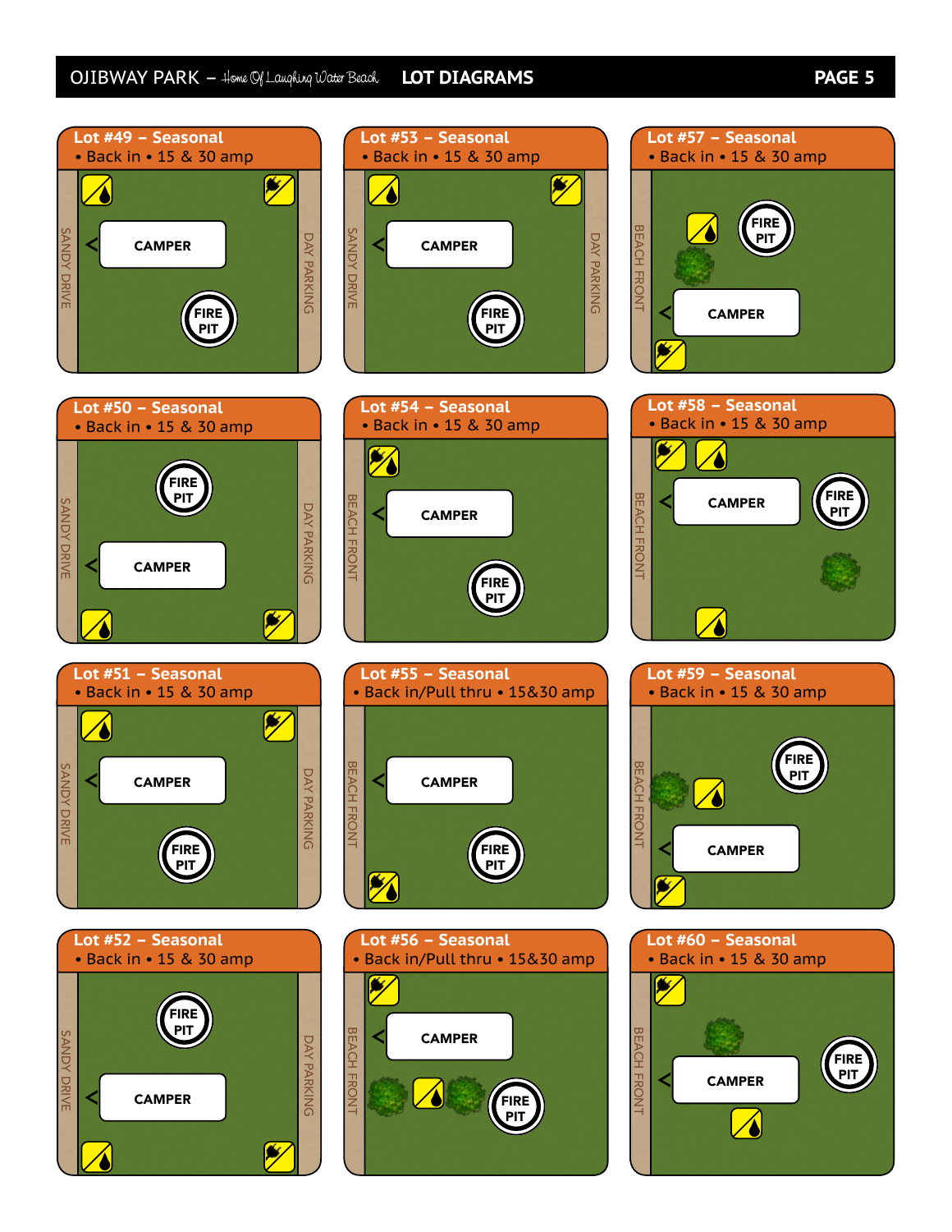# LOT DIAGRAMS

## Lot #49 – Seasonal
- Back in • 15 & 30 amp

SANDY DRIVE — CAMPER — FIRE PIT — DAY PARKING

## Lot #53 – Seasonal
- Back in • 15 & 30 amp

SANDY DRIVE — CAMPER — FIRE PIT — DAY PARKING

## Lot #57 – Seasonal
- Back in • 15 & 30 amp

BEACH FRONT — FIRE PIT — CAMPER

## Lot #50 – Seasonal
- Back in • 15 & 30 amp

SANDY DRIVE — FIRE PIT — CAMPER — DAY PARKING

## Lot #54 – Seasonal
- Back in • 15 & 30 amp

BEACH FRONT — CAMPER — FIRE PIT

## Lot #58 – Seasonal
- Back in • 15 & 30 amp

BEACH FRONT — CAMPER — FIRE PIT

## Lot #51 – Seasonal
- Back in • 15 & 30 amp

SANDY DRIVE — CAMPER — FIRE PIT — DAY PARKING

## Lot #55 – Seasonal
- Back in/Pull thru • 15&30 amp

BEACH FRONT — CAMPER — FIRE PIT

## Lot #59 – Seasonal
- Back in • 15 & 30 amp

BEACH FRONT — FIRE PIT — CAMPER

## Lot #52 – Seasonal
- Back in • 15 & 30 amp

SANDY DRIVE — FIRE PIT — CAMPER — DAY PARKING

## Lot #56 – Seasonal
- Back in/Pull thru • 15&30 amp

BEACH FRONT — CAMPER — FIRE PIT

## Lot #60 – Seasonal
- Back in • 15 & 30 amp

BEACH FRONT — CAMPER — FIRE PIT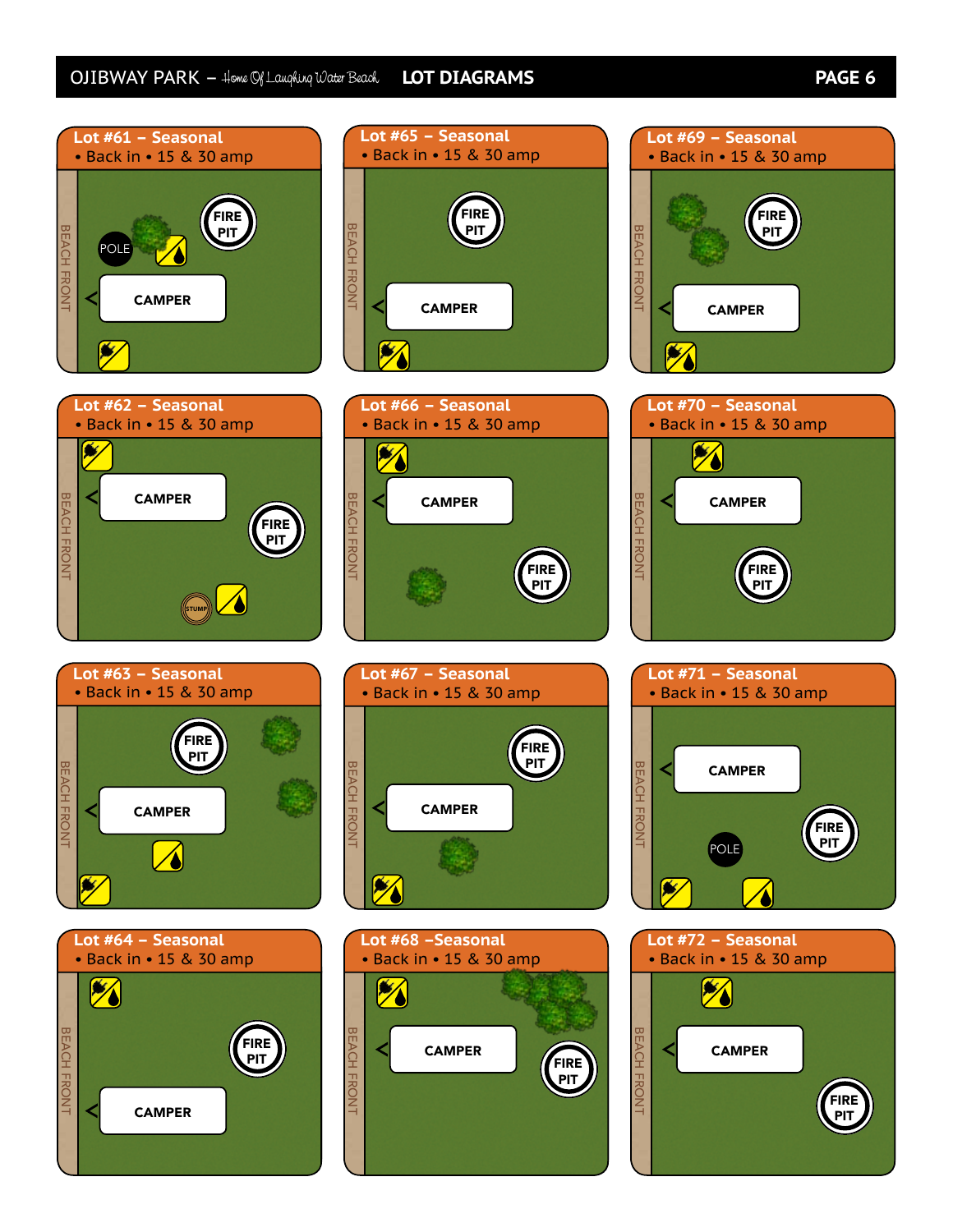# OJIBWAY PARK – *Home Of Laughing Water Beach* LOT DIAGRAMS

## Lot #61 – Seasonal
• Back in • 15 & 30 amp

BEACH FRONT

POLE

FIRE PIT

CAMPER

## Lot #62 – Seasonal
• Back in • 15 & 30 amp

BEACH FRONT

CAMPER

FIRE PIT

STUMP

## Lot #63 – Seasonal
• Back in • 15 & 30 amp

BEACH FRONT

FIRE PIT

CAMPER

## Lot #64 – Seasonal
• Back in • 15 & 30 amp

BEACH FRONT

FIRE PIT

CAMPER

## Lot #65 – Seasonal
• Back in • 15 & 30 amp

BEACH FRONT

FIRE PIT

CAMPER

## Lot #66 – Seasonal
• Back in • 15 & 30 amp

BEACH FRONT

CAMPER

FIRE PIT

## Lot #67 – Seasonal
• Back in • 15 & 30 amp

BEACH FRONT

FIRE PIT

CAMPER

## Lot #68 –Seasonal
• Back in • 15 & 30 amp

BEACH FRONT

CAMPER

FIRE PIT

## Lot #69 – Seasonal
• Back in • 15 & 30 amp

BEACH FRONT

FIRE PIT

CAMPER

## Lot #70 – Seasonal
• Back in • 15 & 30 amp

BEACH FRONT

CAMPER

FIRE PIT

## Lot #71 – Seasonal
• Back in • 15 & 30 amp

BEACH FRONT

CAMPER

FIRE PIT

POLE

## Lot #72 – Seasonal
• Back in • 15 & 30 amp

BEACH FRONT

CAMPER

FIRE PIT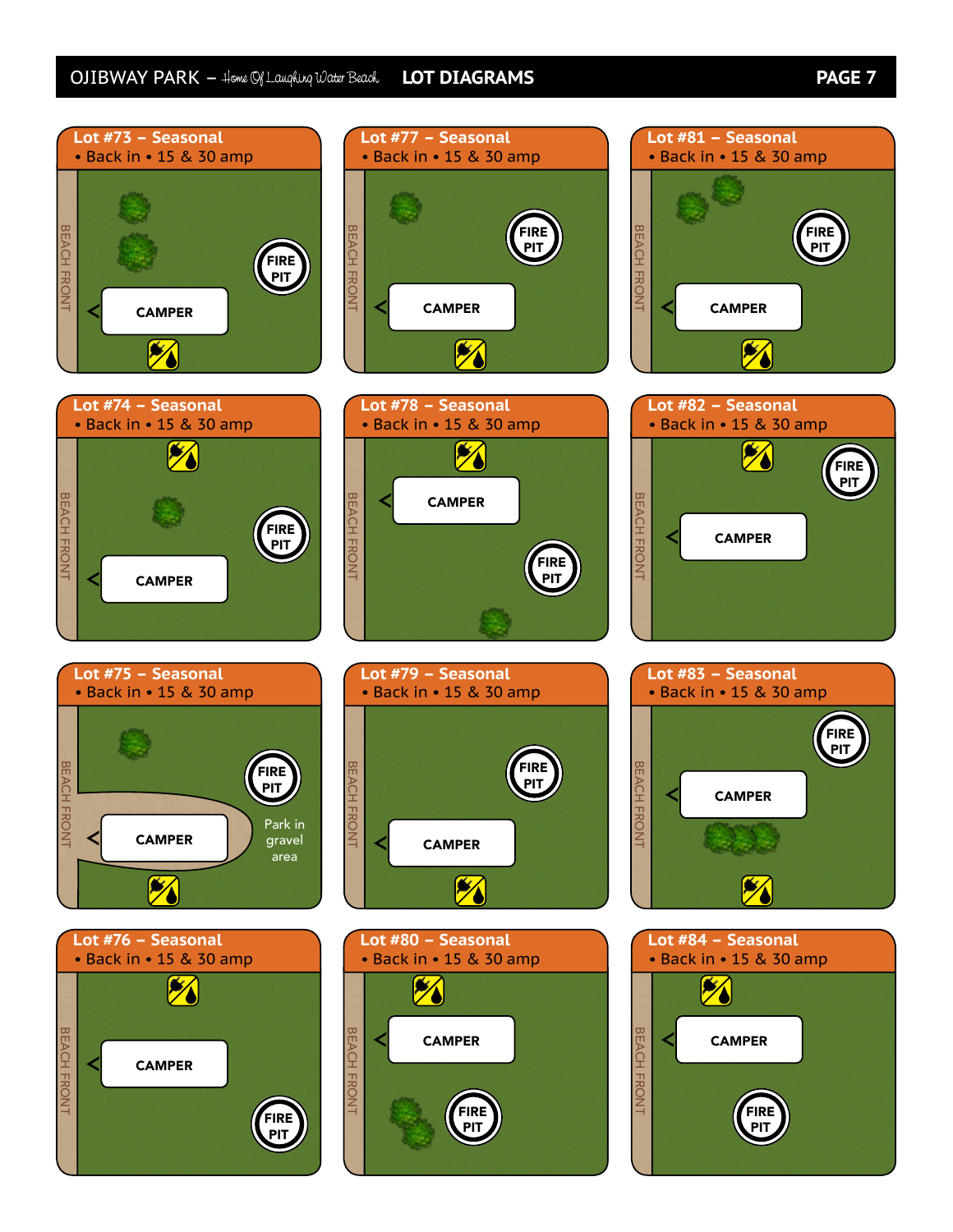# LOT DIAGRAMS

## Lot #73 – Seasonal
• Back in • 15 & 30 amp

BEACH FRONT

FIRE PIT

CAMPER

## Lot #74 – Seasonal
• Back in • 15 & 30 amp

BEACH FRONT

FIRE PIT

CAMPER

## Lot #75 – Seasonal
• Back in • 15 & 30 amp

BEACH FRONT

FIRE PIT

CAMPER

Park in gravel area

## Lot #76 – Seasonal
• Back in • 15 & 30 amp

BEACH FRONT

CAMPER

FIRE PIT

## Lot #77 – Seasonal
• Back in • 15 & 30 amp

BEACH FRONT

FIRE PIT

CAMPER

## Lot #78 – Seasonal
• Back in • 15 & 30 amp

BEACH FRONT

CAMPER

FIRE PIT

## Lot #79 – Seasonal
• Back in • 15 & 30 amp

BEACH FRONT

FIRE PIT

CAMPER

## Lot #80 – Seasonal
• Back in • 15 & 30 amp

BEACH FRONT

CAMPER

FIRE PIT

## Lot #81 – Seasonal
• Back in • 15 & 30 amp

BEACH FRONT

FIRE PIT

CAMPER

## Lot #82 – Seasonal
• Back in • 15 & 30 amp

BEACH FRONT

FIRE PIT

CAMPER

## Lot #83 – Seasonal
• Back in • 15 & 30 amp

BEACH FRONT

FIRE PIT

CAMPER

## Lot #84 – Seasonal
• Back in • 15 & 30 amp

BEACH FRONT

CAMPER

FIRE PIT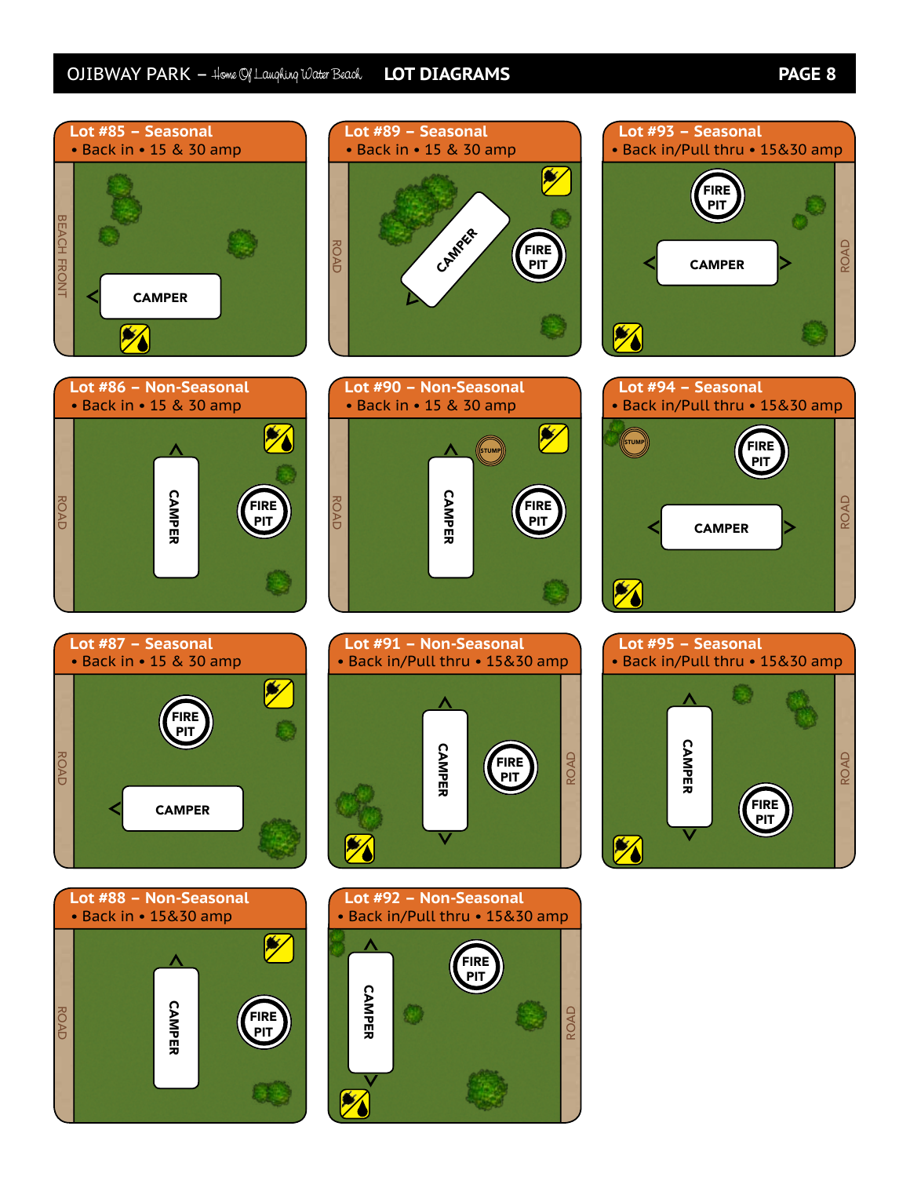## LOT DIAGRAMS

### Lot #85 – Seasonal
• Back in • 15 & 30 amp

BEACH FRONT

CAMPER

### Lot #89 – Seasonal
• Back in • 15 & 30 amp

ROAD

CAMPER

FIRE PIT

### Lot #93 – Seasonal
• Back in/Pull thru • 15&30 amp

FIRE PIT

CAMPER

ROAD

### Lot #86 – Non-Seasonal
• Back in • 15 & 30 amp

ROAD

CAMPER

FIRE PIT

### Lot #90 – Non-Seasonal
• Back in • 15 & 30 amp

ROAD

STUMP

CAMPER

FIRE PIT

### Lot #94 – Seasonal
• Back in/Pull thru • 15&30 amp

STUMP

FIRE PIT

CAMPER

ROAD

### Lot #87 – Seasonal
• Back in • 15 & 30 amp

ROAD

FIRE PIT

CAMPER

### Lot #91 – Non-Seasonal
• Back in/Pull thru • 15&30 amp

CAMPER

FIRE PIT

ROAD

### Lot #95 – Seasonal
• Back in/Pull thru • 15&30 amp

CAMPER

FIRE PIT

ROAD

### Lot #88 – Non-Seasonal
• Back in • 15&30 amp

ROAD

CAMPER

FIRE PIT

### Lot #92 – Non-Seasonal
• Back in/Pull thru • 15&30 amp

CAMPER

FIRE PIT

ROAD